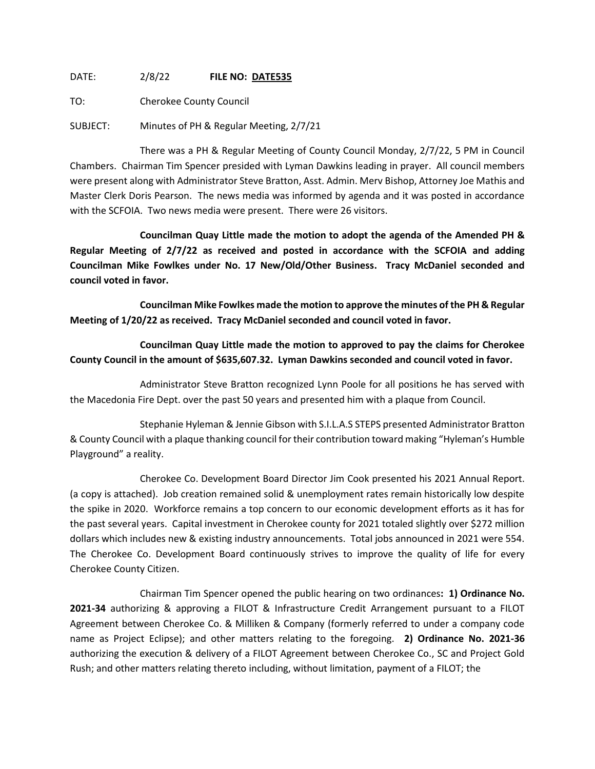DATE: 2/8/22 **FILE NO: DATE535**

TO: Cherokee County Council

SUBJECT: Minutes of PH & Regular Meeting, 2/7/21

There was a PH & Regular Meeting of County Council Monday, 2/7/22, 5 PM in Council Chambers. Chairman Tim Spencer presided with Lyman Dawkins leading in prayer. All council members were present along with Administrator Steve Bratton, Asst. Admin. Merv Bishop, Attorney Joe Mathis and Master Clerk Doris Pearson. The news media was informed by agenda and it was posted in accordance with the SCFOIA. Two news media were present. There were 26 visitors.

**Councilman Quay Little made the motion to adopt the agenda of the Amended PH & Regular Meeting of 2/7/22 as received and posted in accordance with the SCFOIA and adding Councilman Mike Fowlkes under No. 17 New/Old/Other Business. Tracy McDaniel seconded and council voted in favor.**

**Councilman Mike Fowlkes made the motion to approve the minutes of the PH & Regular Meeting of 1/20/22 as received. Tracy McDaniel seconded and council voted in favor.**

**Councilman Quay Little made the motion to approved to pay the claims for Cherokee County Council in the amount of $635,607.32. Lyman Dawkins seconded and council voted in favor.**

Administrator Steve Bratton recognized Lynn Poole for all positions he has served with the Macedonia Fire Dept. over the past 50 years and presented him with a plaque from Council.

Stephanie Hyleman & Jennie Gibson with S.I.L.A.S STEPS presented Administrator Bratton & County Council with a plaque thanking council for their contribution toward making "Hyleman's Humble Playground" a reality.

Cherokee Co. Development Board Director Jim Cook presented his 2021 Annual Report. (a copy is attached). Job creation remained solid & unemployment rates remain historically low despite the spike in 2020. Workforce remains a top concern to our economic development efforts as it has for the past several years. Capital investment in Cherokee county for 2021 totaled slightly over $272 million dollars which includes new & existing industry announcements. Total jobs announced in 2021 were 554. The Cherokee Co. Development Board continuously strives to improve the quality of life for every Cherokee County Citizen.

Chairman Tim Spencer opened the public hearing on two ordinances**: 1) Ordinance No. 2021-34** authorizing & approving a FILOT & Infrastructure Credit Arrangement pursuant to a FILOT Agreement between Cherokee Co. & Milliken & Company (formerly referred to under a company code name as Project Eclipse); and other matters relating to the foregoing. **2) Ordinance No. 2021-36** authorizing the execution & delivery of a FILOT Agreement between Cherokee Co., SC and Project Gold Rush; and other matters relating thereto including, without limitation, payment of a FILOT; the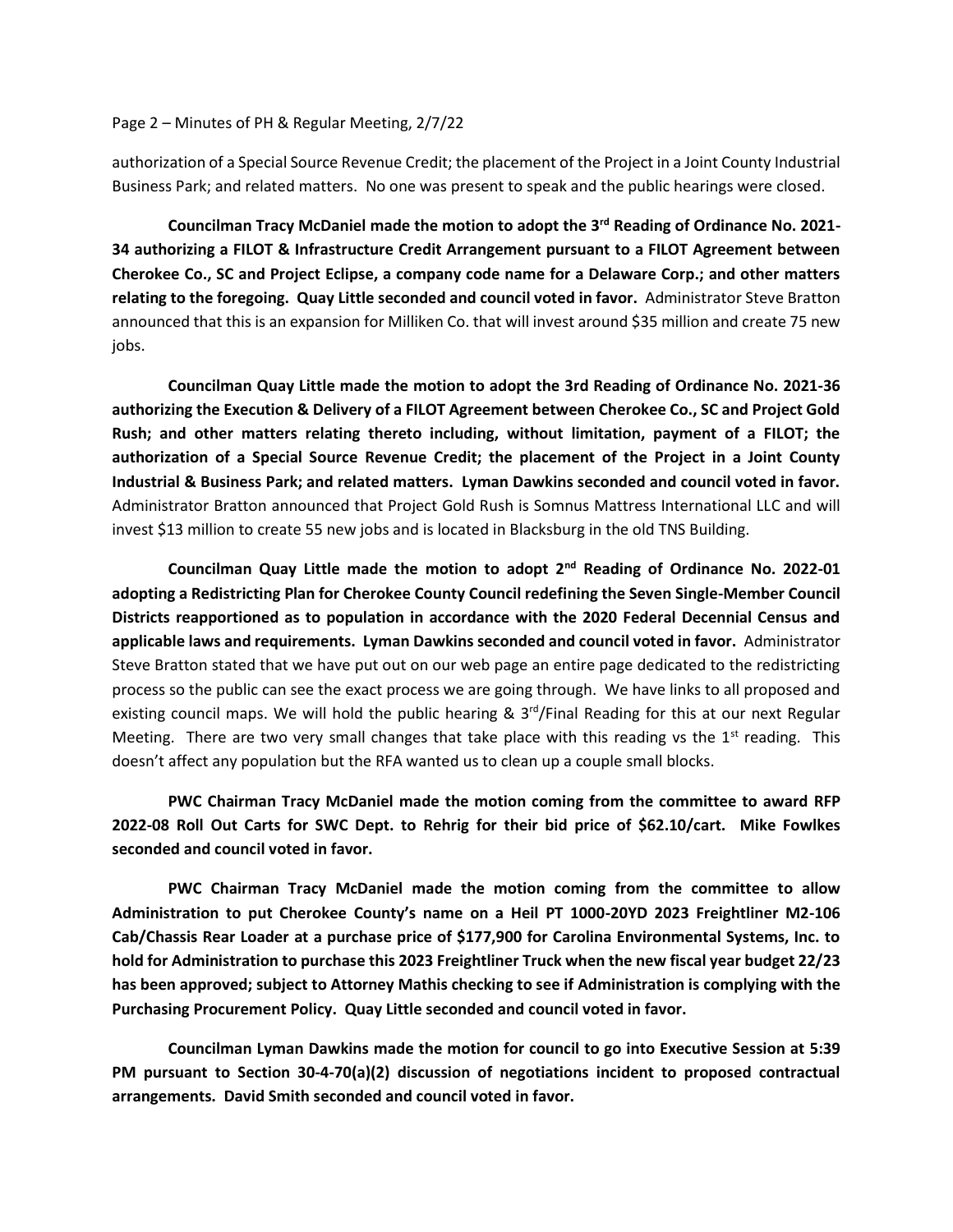authorization of a Special Source Revenue Credit; the placement of the Project in a Joint County Industrial Business Park; and related matters. No one was present to speak and the public hearings were closed.

**Councilman Tracy McDaniel made the motion to adopt the 3rd Reading of Ordinance No. 2021-34 authorizing a FILOT & Infrastructure Credit Arrangement pursuant to a FILOT Agreement between Cherokee Co., SC and Project Eclipse, a company code name for a Delaware Corp.; and other matters relating to the foregoing. Quay Little seconded and council voted in favor.** Administrator Steve Bratton announced that this is an expansion for Milliken Co. that will invest around $35 million and create 75 new jobs.

**Councilman Quay Little made the motion to adopt the 3rd Reading of Ordinance No. 2021-36 authorizing the Execution & Delivery of a FILOT Agreement between Cherokee Co., SC and Project Gold Rush; and other matters relating thereto including, without limitation, payment of a FILOT; the authorization of a Special Source Revenue Credit; the placement of the Project in a Joint County Industrial & Business Park; and related matters. Lyman Dawkins seconded and council voted in favor.** Administrator Bratton announced that Project Gold Rush is Somnus Mattress International LLC and will invest $13 million to create 55 new jobs and is located in Blacksburg in the old TNS Building.

**Councilman Quay Little made the motion to adopt 2nd Reading of Ordinance No. 2022-01 adopting a Redistricting Plan for Cherokee County Council redefining the Seven Single-Member Council Districts reapportioned as to population in accordance with the 2020 Federal Decennial Census and applicable laws and requirements. Lyman Dawkins seconded and council voted in favor.** Administrator Steve Bratton stated that we have put out on our web page an entire page dedicated to the redistricting process so the public can see the exact process we are going through. We have links to all proposed and existing council maps. We will hold the public hearing & 3rd/Final Reading for this at our next Regular Meeting. There are two very small changes that take place with this reading vs the 1st reading. This doesn't affect any population but the RFA wanted us to clean up a couple small blocks.

**PWC Chairman Tracy McDaniel made the motion coming from the committee to award RFP 2022-08 Roll Out Carts for SWC Dept. to Rehrig for their bid price of $62.10/cart. Mike Fowlkes seconded and council voted in favor.**

**PWC Chairman Tracy McDaniel made the motion coming from the committee to allow Administration to put Cherokee County's name on a Heil PT 1000-20YD 2023 Freightliner M2-106 Cab/Chassis Rear Loader at a purchase price of $177,900 for Carolina Environmental Systems, Inc. to hold for Administration to purchase this 2023 Freightliner Truck when the new fiscal year budget 22/23 has been approved; subject to Attorney Mathis checking to see if Administration is complying with the Purchasing Procurement Policy. Quay Little seconded and council voted in favor.**

**Councilman Lyman Dawkins made the motion for council to go into Executive Session at 5:39 PM pursuant to Section 30-4-70(a)(2) discussion of negotiations incident to proposed contractual arrangements. David Smith seconded and council voted in favor.**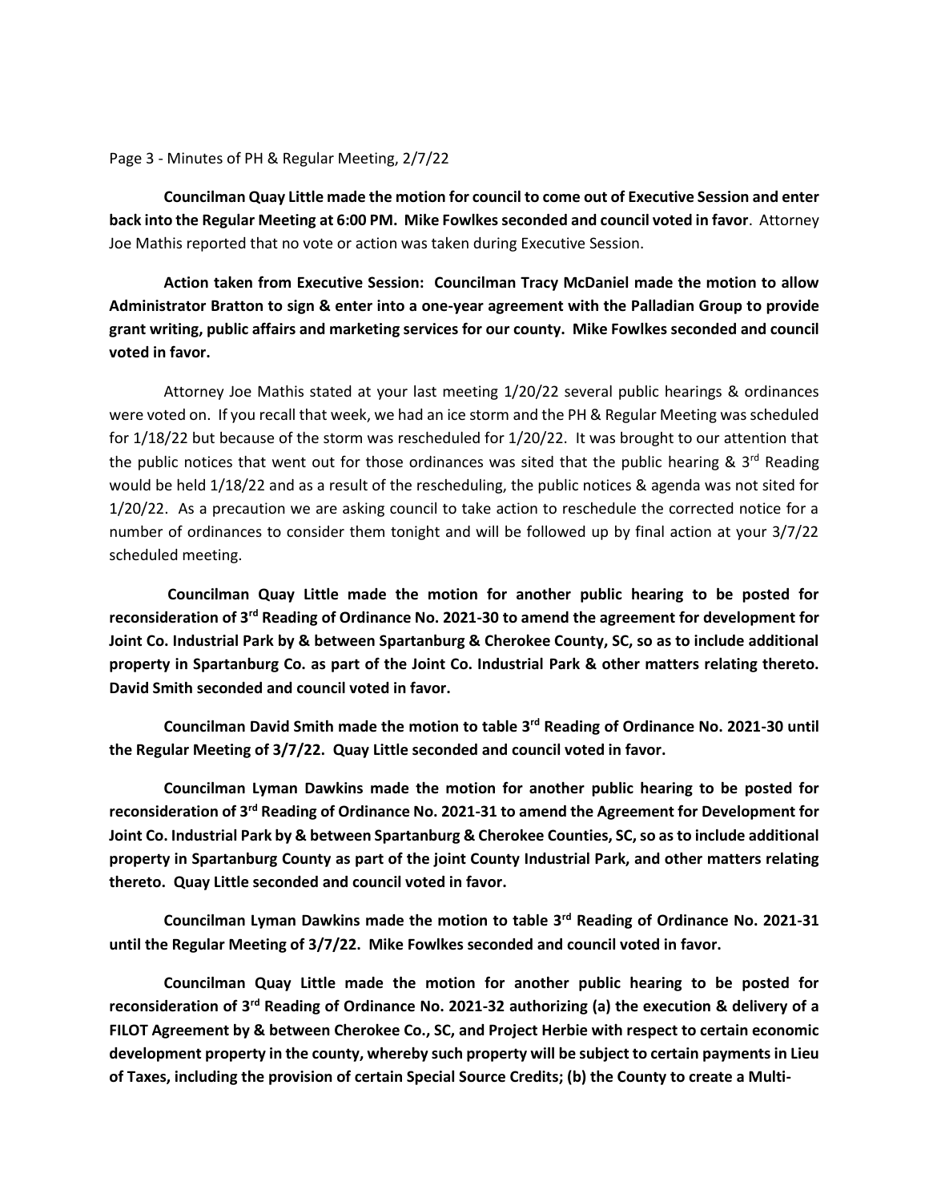Page 3 - Minutes of PH & Regular Meeting, 2/7/22

**Councilman Quay Little made the motion for council to come out of Executive Session and enter back into the Regular Meeting at 6:00 PM. Mike Fowlkes seconded and council voted in favor**. Attorney Joe Mathis reported that no vote or action was taken during Executive Session.

**Action taken from Executive Session: Councilman Tracy McDaniel made the motion to allow Administrator Bratton to sign & enter into a one-year agreement with the Palladian Group to provide grant writing, public affairs and marketing services for our county. Mike Fowlkes seconded and council voted in favor.**

Attorney Joe Mathis stated at your last meeting 1/20/22 several public hearings & ordinances were voted on. If you recall that week, we had an ice storm and the PH & Regular Meeting was scheduled for 1/18/22 but because of the storm was rescheduled for 1/20/22. It was brought to our attention that the public notices that went out for those ordinances was sited that the public hearing & 3rd Reading would be held 1/18/22 and as a result of the rescheduling, the public notices & agenda was not sited for 1/20/22. As a precaution we are asking council to take action to reschedule the corrected notice for a number of ordinances to consider them tonight and will be followed up by final action at your 3/7/22 scheduled meeting.

**Councilman Quay Little made the motion for another public hearing to be posted for reconsideration of 3rd Reading of Ordinance No. 2021-30 to amend the agreement for development for Joint Co. Industrial Park by & between Spartanburg & Cherokee County, SC, so as to include additional property in Spartanburg Co. as part of the Joint Co. Industrial Park & other matters relating thereto. David Smith seconded and council voted in favor.**

**Councilman David Smith made the motion to table 3rd Reading of Ordinance No. 2021-30 until the Regular Meeting of 3/7/22. Quay Little seconded and council voted in favor.**

**Councilman Lyman Dawkins made the motion for another public hearing to be posted for reconsideration of 3rd Reading of Ordinance No. 2021-31 to amend the Agreement for Development for Joint Co. Industrial Park by & between Spartanburg & Cherokee Counties, SC, so as to include additional property in Spartanburg County as part of the joint County Industrial Park, and other matters relating thereto. Quay Little seconded and council voted in favor.**

**Councilman Lyman Dawkins made the motion to table 3rd Reading of Ordinance No. 2021-31 until the Regular Meeting of 3/7/22. Mike Fowlkes seconded and council voted in favor.**

**Councilman Quay Little made the motion for another public hearing to be posted for reconsideration of 3rd Reading of Ordinance No. 2021-32 authorizing (a) the execution & delivery of a FILOT Agreement by & between Cherokee Co., SC, and Project Herbie with respect to certain economic development property in the county, whereby such property will be subject to certain payments in Lieu of Taxes, including the provision of certain Special Source Credits; (b) the County to create a Multi-**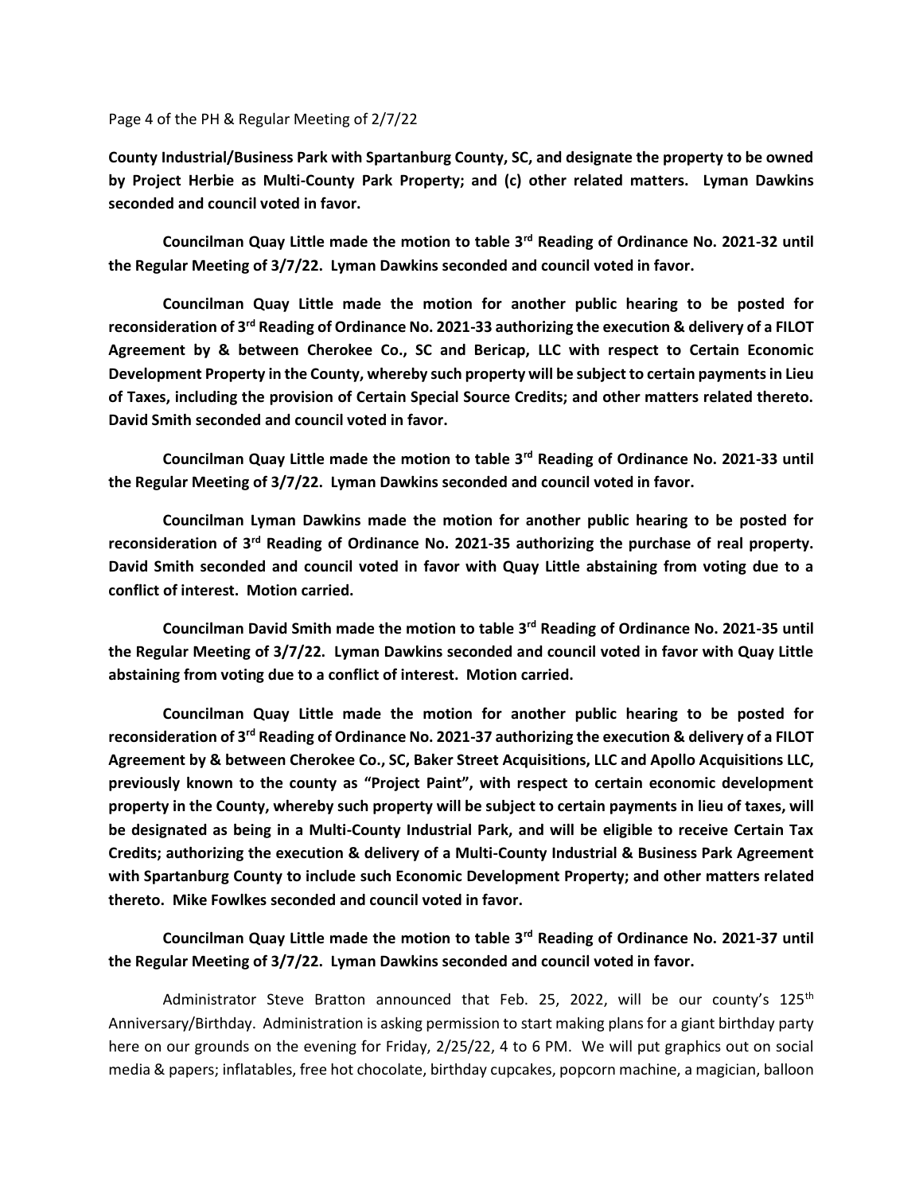**County Industrial/Business Park with Spartanburg County, SC, and designate the property to be owned by Project Herbie as Multi-County Park Property; and (c) other related matters. Lyman Dawkins seconded and council voted in favor.**

**Councilman Quay Little made the motion to table 3rd Reading of Ordinance No. 2021-32 until the Regular Meeting of 3/7/22. Lyman Dawkins seconded and council voted in favor.**

**Councilman Quay Little made the motion for another public hearing to be posted for reconsideration of 3rd Reading of Ordinance No. 2021-33 authorizing the execution & delivery of a FILOT Agreement by & between Cherokee Co., SC and Bericap, LLC with respect to Certain Economic Development Property in the County, whereby such property will be subject to certain payments in Lieu of Taxes, including the provision of Certain Special Source Credits; and other matters related thereto. David Smith seconded and council voted in favor.**

**Councilman Quay Little made the motion to table 3rd Reading of Ordinance No. 2021-33 until the Regular Meeting of 3/7/22. Lyman Dawkins seconded and council voted in favor.**

**Councilman Lyman Dawkins made the motion for another public hearing to be posted for reconsideration of 3rd Reading of Ordinance No. 2021-35 authorizing the purchase of real property. David Smith seconded and council voted in favor with Quay Little abstaining from voting due to a conflict of interest. Motion carried.**

**Councilman David Smith made the motion to table 3rd Reading of Ordinance No. 2021-35 until the Regular Meeting of 3/7/22. Lyman Dawkins seconded and council voted in favor with Quay Little abstaining from voting due to a conflict of interest. Motion carried.**

**Councilman Quay Little made the motion for another public hearing to be posted for reconsideration of 3rd Reading of Ordinance No. 2021-37 authorizing the execution & delivery of a FILOT Agreement by & between Cherokee Co., SC, Baker Street Acquisitions, LLC and Apollo Acquisitions LLC, previously known to the county as "Project Paint", with respect to certain economic development property in the County, whereby such property will be subject to certain payments in lieu of taxes, will be designated as being in a Multi-County Industrial Park, and will be eligible to receive Certain Tax Credits; authorizing the execution & delivery of a Multi-County Industrial & Business Park Agreement with Spartanburg County to include such Economic Development Property; and other matters related thereto. Mike Fowlkes seconded and council voted in favor.**

**Councilman Quay Little made the motion to table 3rd Reading of Ordinance No. 2021-37 until the Regular Meeting of 3/7/22. Lyman Dawkins seconded and council voted in favor.**

Administrator Steve Bratton announced that Feb. 25, 2022, will be our county's 125th Anniversary/Birthday. Administration is asking permission to start making plans for a giant birthday party here on our grounds on the evening for Friday, 2/25/22, 4 to 6 PM. We will put graphics out on social media & papers; inflatables, free hot chocolate, birthday cupcakes, popcorn machine, a magician, balloon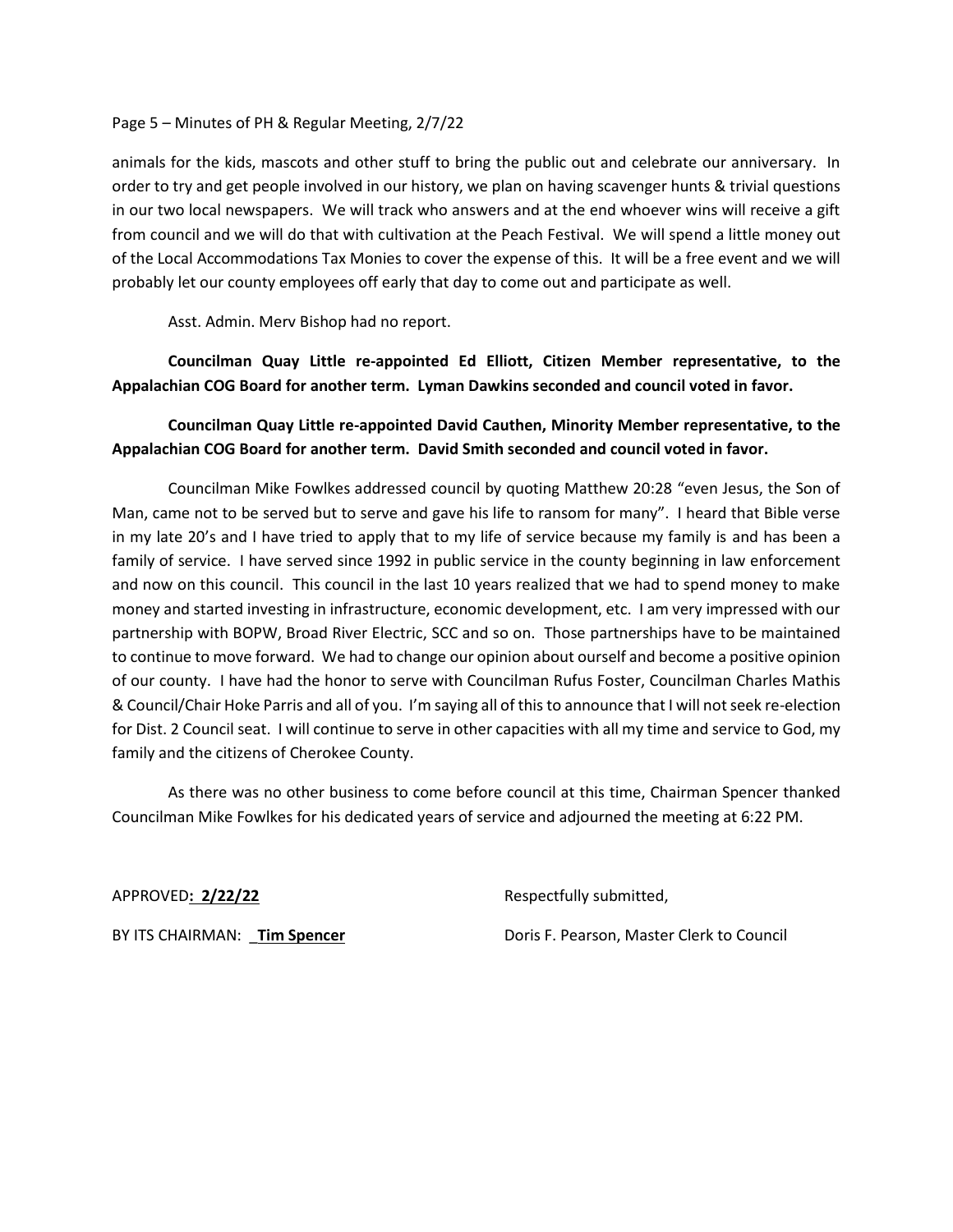animals for the kids, mascots and other stuff to bring the public out and celebrate our anniversary. In order to try and get people involved in our history, we plan on having scavenger hunts & trivial questions in our two local newspapers. We will track who answers and at the end whoever wins will receive a gift from council and we will do that with cultivation at the Peach Festival. We will spend a little money out of the Local Accommodations Tax Monies to cover the expense of this. It will be a free event and we will probably let our county employees off early that day to come out and participate as well.

Asst. Admin. Merv Bishop had no report.

**Councilman Quay Little re-appointed Ed Elliott, Citizen Member representative, to the Appalachian COG Board for another term. Lyman Dawkins seconded and council voted in favor.**

**Councilman Quay Little re-appointed David Cauthen, Minority Member representative, to the Appalachian COG Board for another term. David Smith seconded and council voted in favor.**

Councilman Mike Fowlkes addressed council by quoting Matthew 20:28 "even Jesus, the Son of Man, came not to be served but to serve and gave his life to ransom for many". I heard that Bible verse in my late 20's and I have tried to apply that to my life of service because my family is and has been a family of service. I have served since 1992 in public service in the county beginning in law enforcement and now on this council. This council in the last 10 years realized that we had to spend money to make money and started investing in infrastructure, economic development, etc. I am very impressed with our partnership with BOPW, Broad River Electric, SCC and so on. Those partnerships have to be maintained to continue to move forward. We had to change our opinion about ourself and become a positive opinion of our county. I have had the honor to serve with Councilman Rufus Foster, Councilman Charles Mathis & Council/Chair Hoke Parris and all of you. I'm saying all of this to announce that I will not seek re-election for Dist. 2 Council seat. I will continue to serve in other capacities with all my time and service to God, my family and the citizens of Cherokee County.

As there was no other business to come before council at this time, Chairman Spencer thanked Councilman Mike Fowlkes for his dedicated years of service and adjourned the meeting at 6:22 PM.

APPROVED**: 2/22/22**

BY ITS CHAIRMAN: **Tim Spencer**

Respectfully submitted,

Doris F. Pearson, Master Clerk to Council